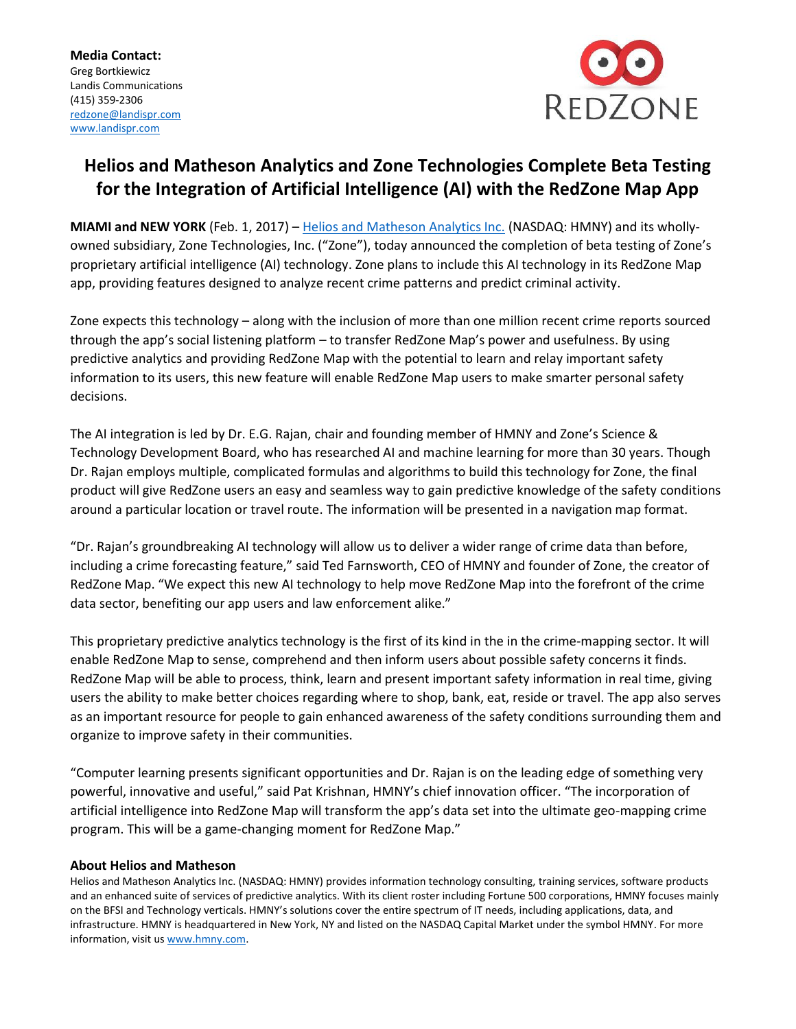**Media Contact:**
Greg Bortkiewicz
Landis Communications
(415) 359-2306
redzone@landispr.com
www.landispr.com

REDZONE

# Helios and Matheson Analytics and Zone Technologies Complete Beta Testing for the Integration of Artificial Intelligence (AI) with the RedZone Map App

**MIAMI and NEW YORK** (Feb. 1, 2017) – Helios and Matheson Analytics Inc. (NASDAQ: HMNY) and its wholly-owned subsidiary, Zone Technologies, Inc. ("Zone"), today announced the completion of beta testing of Zone's proprietary artificial intelligence (AI) technology. Zone plans to include this AI technology in its RedZone Map app, providing features designed to analyze recent crime patterns and predict criminal activity.

Zone expects this technology – along with the inclusion of more than one million recent crime reports sourced through the app's social listening platform – to transfer RedZone Map's power and usefulness. By using predictive analytics and providing RedZone Map with the potential to learn and relay important safety information to its users, this new feature will enable RedZone Map users to make smarter personal safety decisions.

The AI integration is led by Dr. E.G. Rajan, chair and founding member of HMNY and Zone's Science & Technology Development Board, who has researched AI and machine learning for more than 30 years. Though Dr. Rajan employs multiple, complicated formulas and algorithms to build this technology for Zone, the final product will give RedZone users an easy and seamless way to gain predictive knowledge of the safety conditions around a particular location or travel route. The information will be presented in a navigation map format.

"Dr. Rajan's groundbreaking AI technology will allow us to deliver a wider range of crime data than before, including a crime forecasting feature," said Ted Farnsworth, CEO of HMNY and founder of Zone, the creator of RedZone Map. "We expect this new AI technology to help move RedZone Map into the forefront of the crime data sector, benefiting our app users and law enforcement alike."

This proprietary predictive analytics technology is the first of its kind in the in the crime-mapping sector. It will enable RedZone Map to sense, comprehend and then inform users about possible safety concerns it finds. RedZone Map will be able to process, think, learn and present important safety information in real time, giving users the ability to make better choices regarding where to shop, bank, eat, reside or travel. The app also serves as an important resource for people to gain enhanced awareness of the safety conditions surrounding them and organize to improve safety in their communities.

"Computer learning presents significant opportunities and Dr. Rajan is on the leading edge of something very powerful, innovative and useful," said Pat Krishnan, HMNY's chief innovation officer. "The incorporation of artificial intelligence into RedZone Map will transform the app's data set into the ultimate geo-mapping crime program. This will be a game-changing moment for RedZone Map."

### About Helios and Matheson

Helios and Matheson Analytics Inc. (NASDAQ: HMNY) provides information technology consulting, training services, software products and an enhanced suite of services of predictive analytics. With its client roster including Fortune 500 corporations, HMNY focuses mainly on the BFSI and Technology verticals. HMNY's solutions cover the entire spectrum of IT needs, including applications, data, and infrastructure. HMNY is headquartered in New York, NY and listed on the NASDAQ Capital Market under the symbol HMNY. For more information, visit us www.hmny.com.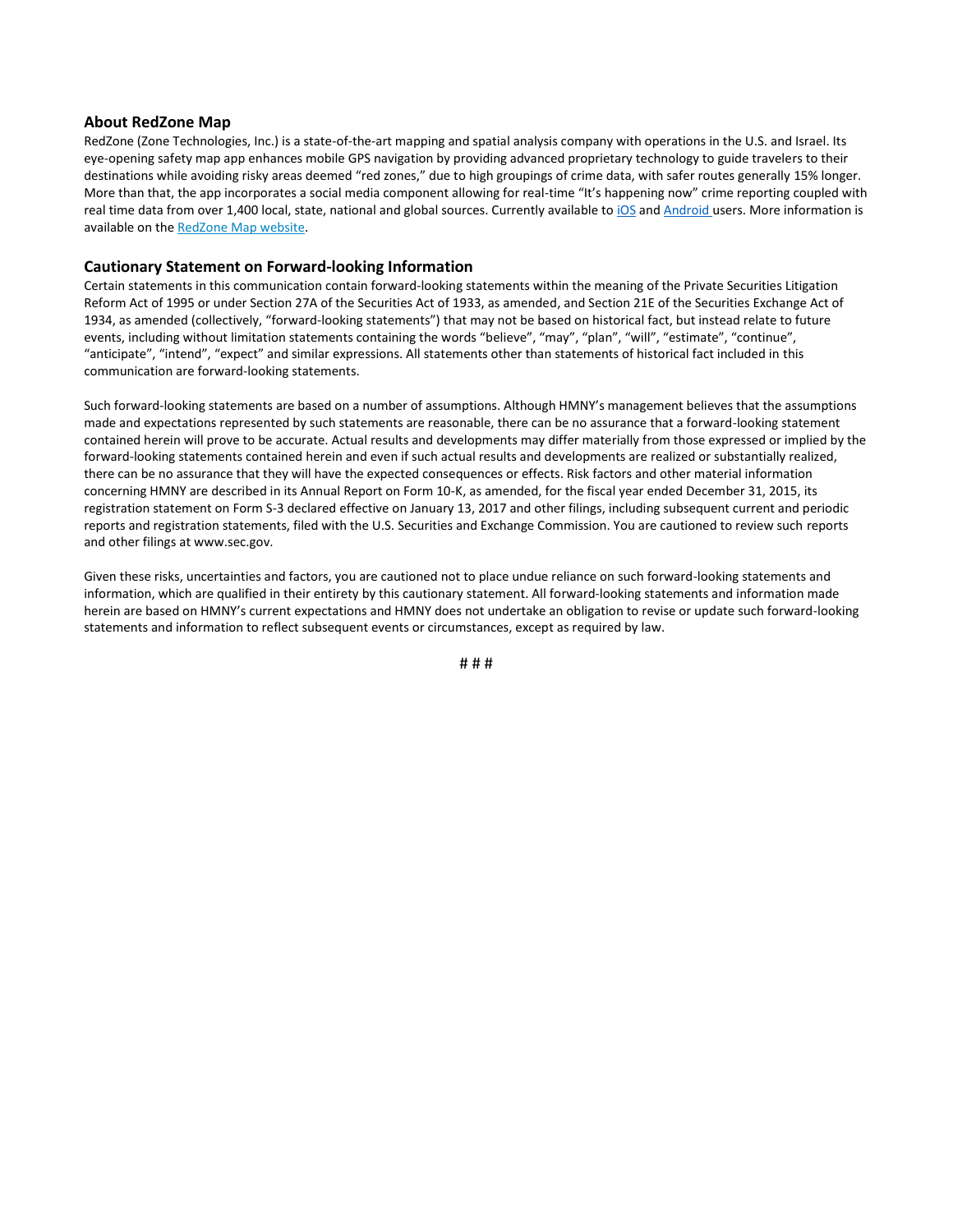## About RedZone Map

RedZone (Zone Technologies, Inc.) is a state-of-the-art mapping and spatial analysis company with operations in the U.S. and Israel. Its eye-opening safety map app enhances mobile GPS navigation by providing advanced proprietary technology to guide travelers to their destinations while avoiding risky areas deemed "red zones," due to high groupings of crime data, with safer routes generally 15% longer. More than that, the app incorporates a social media component allowing for real-time "It's happening now" crime reporting coupled with real time data from over 1,400 local, state, national and global sources. Currently available to iOS and Android users. More information is available on the RedZone Map website.

## Cautionary Statement on Forward-looking Information

Certain statements in this communication contain forward-looking statements within the meaning of the Private Securities Litigation Reform Act of 1995 or under Section 27A of the Securities Act of 1933, as amended, and Section 21E of the Securities Exchange Act of 1934, as amended (collectively, "forward-looking statements") that may not be based on historical fact, but instead relate to future events, including without limitation statements containing the words "believe", "may", "plan", "will", "estimate", "continue", "anticipate", "intend", "expect" and similar expressions. All statements other than statements of historical fact included in this communication are forward-looking statements.

Such forward-looking statements are based on a number of assumptions. Although HMNY's management believes that the assumptions made and expectations represented by such statements are reasonable, there can be no assurance that a forward-looking statement contained herein will prove to be accurate. Actual results and developments may differ materially from those expressed or implied by the forward-looking statements contained herein and even if such actual results and developments are realized or substantially realized, there can be no assurance that they will have the expected consequences or effects. Risk factors and other material information concerning HMNY are described in its Annual Report on Form 10-K, as amended, for the fiscal year ended December 31, 2015, its registration statement on Form S-3 declared effective on January 13, 2017 and other filings, including subsequent current and periodic reports and registration statements, filed with the U.S. Securities and Exchange Commission. You are cautioned to review such reports and other filings at www.sec.gov.

Given these risks, uncertainties and factors, you are cautioned not to place undue reliance on such forward-looking statements and information, which are qualified in their entirety by this cautionary statement. All forward-looking statements and information made herein are based on HMNY's current expectations and HMNY does not undertake an obligation to revise or update such forward-looking statements and information to reflect subsequent events or circumstances, except as required by law.

# # #